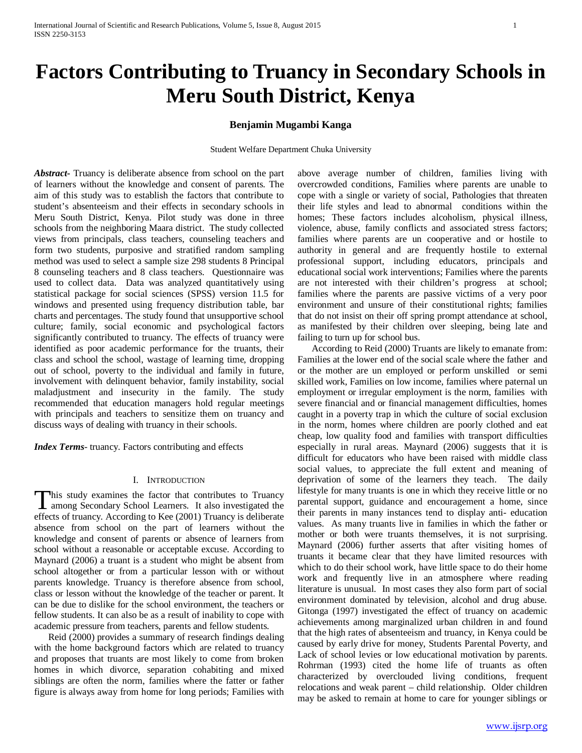# Factors Contributing to Truancy in Secondary Schools in Meru South District, Kenya

**Benjamin Mugambi Kanga**

Student Welfare Department Chuka University

***Abstract***- Truancy is deliberate absence from school on the part of learners without the knowledge and consent of parents. The aim of this study was to establish the factors that contribute to student's absenteeism and their effects in secondary schools in Meru South District, Kenya. Pilot study was done in three schools from the neighboring Maara district. The study collected views from principals, class teachers, counseling teachers and form two students, purposive and stratified random sampling method was used to select a sample size 298 students 8 Principal 8 counseling teachers and 8 class teachers. Questionnaire was used to collect data. Data was analyzed quantitatively using statistical package for social sciences (SPSS) version 11.5 for windows and presented using frequency distribution table, bar charts and percentages. The study found that unsupportive school culture; family, social economic and psychological factors significantly contributed to truancy. The effects of truancy were identified as poor academic performance for the truants, their class and school the school, wastage of learning time, dropping out of school, poverty to the individual and family in future, involvement with delinquent behavior, family instability, social maladjustment and insecurity in the family. The study recommended that education managers hold regular meetings with principals and teachers to sensitize them on truancy and discuss ways of dealing with truancy in their schools.

***Index Terms***- truancy. Factors contributing and effects

## I. Introduction

This study examines the factor that contributes to Truancy among Secondary School Learners. It also investigated the effects of truancy. According to Kee (2001) Truancy is deliberate absence from school on the part of learners without the knowledge and consent of parents or absence of learners from school without a reasonable or acceptable excuse. According to Maynard (2006) a truant is a student who might be absent from school altogether or from a particular lesson with or without parents knowledge. Truancy is therefore absence from school, class or lesson without the knowledge of the teacher or parent. It can be due to dislike for the school environment, the teachers or fellow students. It can also be as a result of inability to cope with academic pressure from teachers, parents and fellow students.

Reid (2000) provides a summary of research findings dealing with the home background factors which are related to truancy and proposes that truants are most likely to come from broken homes in which divorce, separation cohabiting and mixed siblings are often the norm, families where the fatter or father figure is always away from home for long periods; Families with above average number of children, families living with overcrowded conditions, Families where parents are unable to cope with a single or variety of social, Pathologies that threaten their life styles and lead to abnormal conditions within the homes; These factors includes alcoholism, physical illness, violence, abuse, family conflicts and associated stress factors; families where parents are un cooperative and or hostile to authority in general and are frequently hostile to external professional support, including educators, principals and educational social work interventions; Families where the parents are not interested with their children's progress at school; families where the parents are passive victims of a very poor environment and unsure of their constitutional rights; families that do not insist on their off spring prompt attendance at school, as manifested by their children over sleeping, being late and failing to turn up for school bus.

According to Reid (2000) Truants are likely to emanate from: Families at the lower end of the social scale where the father and or the mother are un employed or perform unskilled or semi skilled work, Families on low income, families where paternal un employment or irregular employment is the norm, families with severe financial and or financial management difficulties, homes caught in a poverty trap in which the culture of social exclusion in the norm, homes where children are poorly clothed and eat cheap, low quality food and families with transport difficulties especially in rural areas. Maynard (2006) suggests that it is difficult for educators who have been raised with middle class social values, to appreciate the full extent and meaning of deprivation of some of the learners they teach. The daily lifestyle for many truants is one in which they receive little or no parental support, guidance and encouragement a home, since their parents in many instances tend to display anti- education values. As many truants live in families in which the father or mother or both were truants themselves, it is not surprising. Maynard (2006) further asserts that after visiting homes of truants it became clear that they have limited resources with which to do their school work, have little space to do their home work and frequently live in an atmosphere where reading literature is unusual. In most cases they also form part of social environment dominated by television, alcohol and drug abuse. Gitonga (1997) investigated the effect of truancy on academic achievements among marginalized urban children in and found that the high rates of absenteeism and truancy, in Kenya could be caused by early drive for money, Students Parental Poverty, and Lack of school levies or low educational motivation by parents. Rohrman (1993) cited the home life of truants as often characterized by overclouded living conditions, frequent relocations and weak parent – child relationship. Older children may be asked to remain at home to care for younger siblings or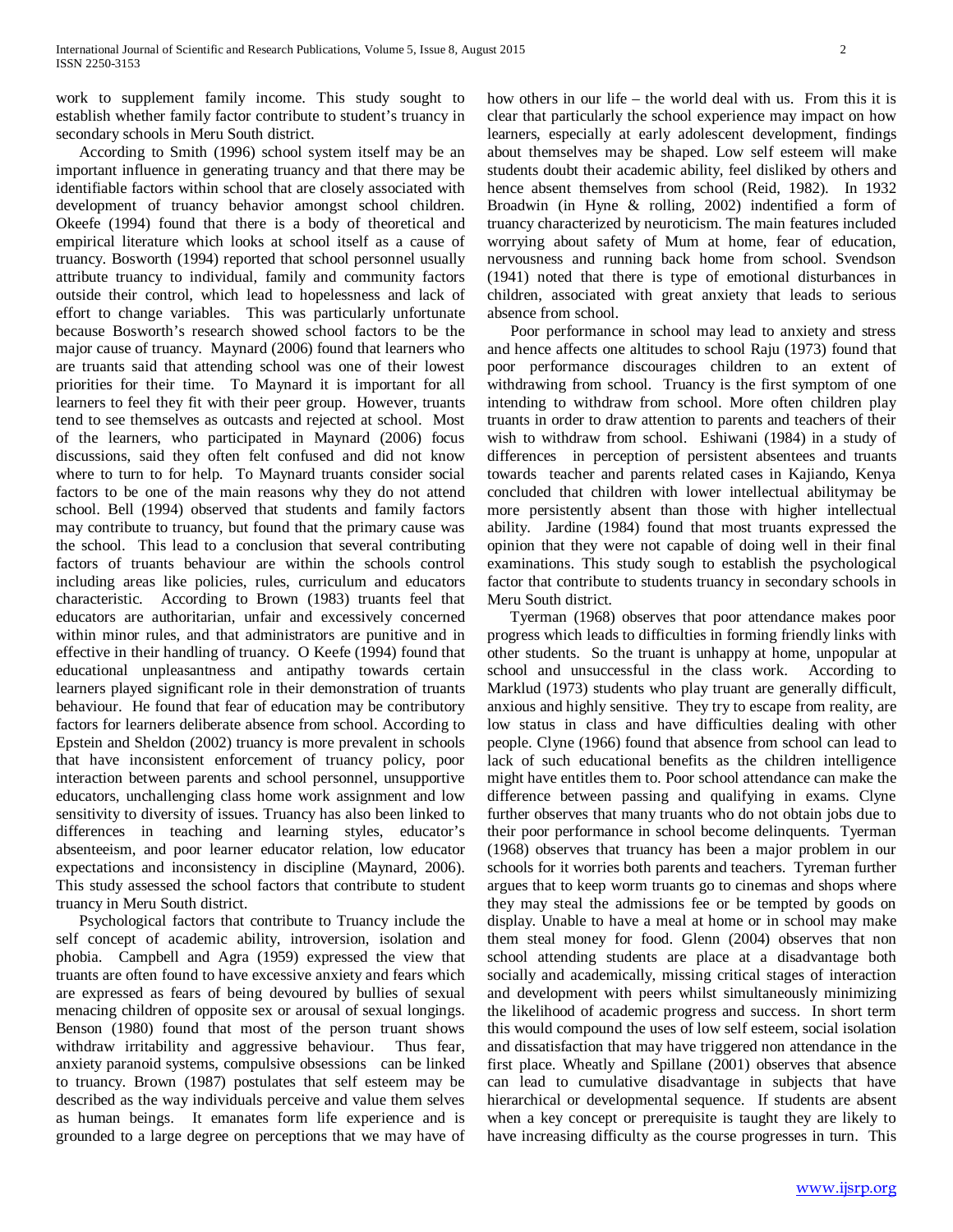work to supplement family income. This study sought to establish whether family factor contribute to student's truancy in secondary schools in Meru South district.

According to Smith (1996) school system itself may be an important influence in generating truancy and that there may be identifiable factors within school that are closely associated with development of truancy behavior amongst school children. Okeefe (1994) found that there is a body of theoretical and empirical literature which looks at school itself as a cause of truancy. Bosworth (1994) reported that school personnel usually attribute truancy to individual, family and community factors outside their control, which lead to hopelessness and lack of effort to change variables. This was particularly unfortunate because Bosworth's research showed school factors to be the major cause of truancy. Maynard (2006) found that learners who are truants said that attending school was one of their lowest priorities for their time. To Maynard it is important for all learners to feel they fit with their peer group. However, truants tend to see themselves as outcasts and rejected at school. Most of the learners, who participated in Maynard (2006) focus discussions, said they often felt confused and did not know where to turn to for help. To Maynard truants consider social factors to be one of the main reasons why they do not attend school. Bell (1994) observed that students and family factors may contribute to truancy, but found that the primary cause was the school. This lead to a conclusion that several contributing factors of truants behaviour are within the schools control including areas like policies, rules, curriculum and educators characteristic. According to Brown (1983) truants feel that educators are authoritarian, unfair and excessively concerned within minor rules, and that administrators are punitive and in effective in their handling of truancy. O Keefe (1994) found that educational unpleasantness and antipathy towards certain learners played significant role in their demonstration of truants behaviour. He found that fear of education may be contributory factors for learners deliberate absence from school. According to Epstein and Sheldon (2002) truancy is more prevalent in schools that have inconsistent enforcement of truancy policy, poor interaction between parents and school personnel, unsupportive educators, unchallenging class home work assignment and low sensitivity to diversity of issues. Truancy has also been linked to differences in teaching and learning styles, educator's absenteeism, and poor learner educator relation, low educator expectations and inconsistency in discipline (Maynard, 2006). This study assessed the school factors that contribute to student truancy in Meru South district.

Psychological factors that contribute to Truancy include the self concept of academic ability, introversion, isolation and phobia. Campbell and Agra (1959) expressed the view that truants are often found to have excessive anxiety and fears which are expressed as fears of being devoured by bullies of sexual menacing children of opposite sex or arousal of sexual longings. Benson (1980) found that most of the person truant shows withdraw irritability and aggressive behaviour. Thus fear, anxiety paranoid systems, compulsive obsessions can be linked to truancy. Brown (1987) postulates that self esteem may be described as the way individuals perceive and value them selves as human beings. It emanates form life experience and is grounded to a large degree on perceptions that we may have of how others in our life – the world deal with us. From this it is clear that particularly the school experience may impact on how learners, especially at early adolescent development, findings about themselves may be shaped. Low self esteem will make students doubt their academic ability, feel disliked by others and hence absent themselves from school (Reid, 1982). In 1932 Broadwin (in Hyne & rolling, 2002) indentified a form of truancy characterized by neuroticism. The main features included worrying about safety of Mum at home, fear of education, nervousness and running back home from school. Svendson (1941) noted that there is type of emotional disturbances in children, associated with great anxiety that leads to serious absence from school.

Poor performance in school may lead to anxiety and stress and hence affects one altitudes to school Raju (1973) found that poor performance discourages children to an extent of withdrawing from school. Truancy is the first symptom of one intending to withdraw from school. More often children play truants in order to draw attention to parents and teachers of their wish to withdraw from school. Eshiwani (1984) in a study of differences in perception of persistent absentees and truants towards teacher and parents related cases in Kajiando, Kenya concluded that children with lower intellectual abilitymay be more persistently absent than those with higher intellectual ability. Jardine (1984) found that most truants expressed the opinion that they were not capable of doing well in their final examinations. This study sough to establish the psychological factor that contribute to students truancy in secondary schools in Meru South district.

Tyerman (1968) observes that poor attendance makes poor progress which leads to difficulties in forming friendly links with other students. So the truant is unhappy at home, unpopular at school and unsuccessful in the class work. According to Marklud (1973) students who play truant are generally difficult, anxious and highly sensitive. They try to escape from reality, are low status in class and have difficulties dealing with other people. Clyne (1966) found that absence from school can lead to lack of such educational benefits as the children intelligence might have entitles them to. Poor school attendance can make the difference between passing and qualifying in exams. Clyne further observes that many truants who do not obtain jobs due to their poor performance in school become delinquents. Tyerman (1968) observes that truancy has been a major problem in our schools for it worries both parents and teachers. Tyreman further argues that to keep worm truants go to cinemas and shops where they may steal the admissions fee or be tempted by goods on display. Unable to have a meal at home or in school may make them steal money for food. Glenn (2004) observes that non school attending students are place at a disadvantage both socially and academically, missing critical stages of interaction and development with peers whilst simultaneously minimizing the likelihood of academic progress and success. In short term this would compound the uses of low self esteem, social isolation and dissatisfaction that may have triggered non attendance in the first place. Wheatly and Spillane (2001) observes that absence can lead to cumulative disadvantage in subjects that have hierarchical or developmental sequence. If students are absent when a key concept or prerequisite is taught they are likely to have increasing difficulty as the course progresses in turn. This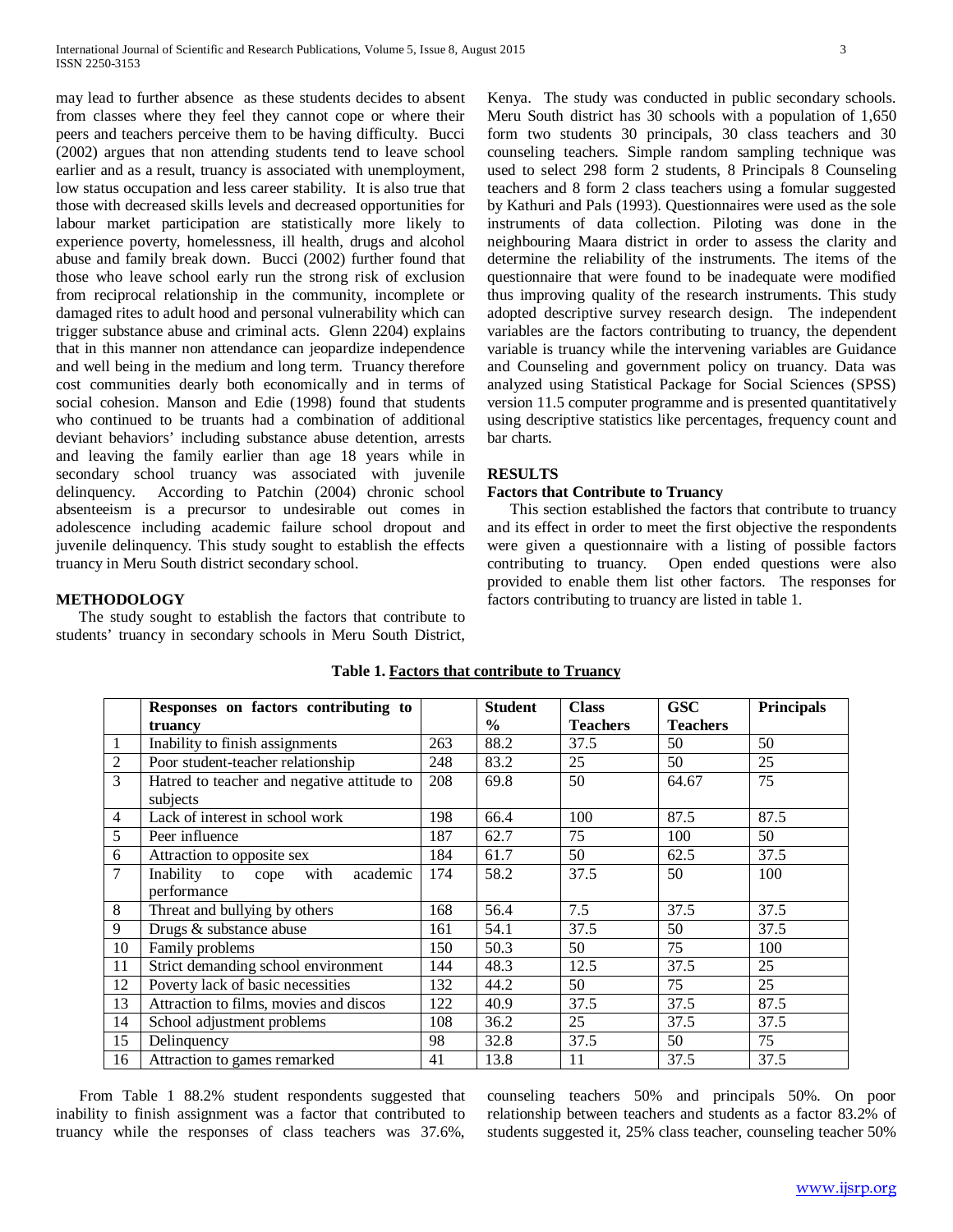may lead to further absence as these students decides to absent from classes where they feel they cannot cope or where their peers and teachers perceive them to be having difficulty. Bucci (2002) argues that non attending students tend to leave school earlier and as a result, truancy is associated with unemployment, low status occupation and less career stability. It is also true that those with decreased skills levels and decreased opportunities for labour market participation are statistically more likely to experience poverty, homelessness, ill health, drugs and alcohol abuse and family break down. Bucci (2002) further found that those who leave school early run the strong risk of exclusion from reciprocal relationship in the community, incomplete or damaged rites to adult hood and personal vulnerability which can trigger substance abuse and criminal acts. Glenn 2204) explains that in this manner non attendance can jeopardize independence and well being in the medium and long term. Truancy therefore cost communities dearly both economically and in terms of social cohesion. Manson and Edie (1998) found that students who continued to be truants had a combination of additional deviant behaviors' including substance abuse detention, arrests and leaving the family earlier than age 18 years while in secondary school truancy was associated with juvenile delinquency. According to Patchin (2004) chronic school absenteeism is a precursor to undesirable out comes in adolescence including academic failure school dropout and juvenile delinquency. This study sought to establish the effects truancy in Meru South district secondary school.

## METHODOLOGY

The study sought to establish the factors that contribute to students' truancy in secondary schools in Meru South District, Kenya. The study was conducted in public secondary schools. Meru South district has 30 schools with a population of 1,650 form two students 30 principals, 30 class teachers and 30 counseling teachers. Simple random sampling technique was used to select 298 form 2 students, 8 Principals 8 Counseling teachers and 8 form 2 class teachers using a fomular suggested by Kathuri and Pals (1993). Questionnaires were used as the sole instruments of data collection. Piloting was done in the neighbouring Maara district in order to assess the clarity and determine the reliability of the instruments. The items of the questionnaire that were found to be inadequate were modified thus improving quality of the research instruments. This study adopted descriptive survey research design. The independent variables are the factors contributing to truancy, the dependent variable is truancy while the intervening variables are Guidance and Counseling and government policy on truancy. Data was analyzed using Statistical Package for Social Sciences (SPSS) version 11.5 computer programme and is presented quantitatively using descriptive statistics like percentages, frequency count and bar charts.

## RESULTS

### Factors that Contribute to Truancy

This section established the factors that contribute to truancy and its effect in order to meet the first objective the respondents were given a questionnaire with a listing of possible factors contributing to truancy. Open ended questions were also provided to enable them list other factors. The responses for factors contributing to truancy are listed in table 1.

**Table 1. Factors that contribute to Truancy**

| | Responses on factors contributing to truancy | | Student % | Class Teachers | GSC Teachers | Principals |
|---|---|---|---|---|---|---|
| 1 | Inability to finish assignments | 263 | 88.2 | 37.5 | 50 | 50 |
| 2 | Poor student-teacher relationship | 248 | 83.2 | 25 | 50 | 25 |
| 3 | Hatred to teacher and negative attitude to subjects | 208 | 69.8 | 50 | 64.67 | 75 |
| 4 | Lack of interest in school work | 198 | 66.4 | 100 | 87.5 | 87.5 |
| 5 | Peer influence | 187 | 62.7 | 75 | 100 | 50 |
| 6 | Attraction to opposite sex | 184 | 61.7 | 50 | 62.5 | 37.5 |
| 7 | Inability to cope with academic performance | 174 | 58.2 | 37.5 | 50 | 100 |
| 8 | Threat and bullying by others | 168 | 56.4 | 7.5 | 37.5 | 37.5 |
| 9 | Drugs & substance abuse | 161 | 54.1 | 37.5 | 50 | 37.5 |
| 10 | Family problems | 150 | 50.3 | 50 | 75 | 100 |
| 11 | Strict demanding school environment | 144 | 48.3 | 12.5 | 37.5 | 25 |
| 12 | Poverty lack of basic necessities | 132 | 44.2 | 50 | 75 | 25 |
| 13 | Attraction to films, movies and discos | 122 | 40.9 | 37.5 | 37.5 | 87.5 |
| 14 | School adjustment problems | 108 | 36.2 | 25 | 37.5 | 37.5 |
| 15 | Delinquency | 98 | 32.8 | 37.5 | 50 | 75 |
| 16 | Attraction to games remarked | 41 | 13.8 | 11 | 37.5 | 37.5 |

From Table 1 88.2% student respondents suggested that inability to finish assignment was a factor that contributed to truancy while the responses of class teachers was 37.6%, counseling teachers 50% and principals 50%. On poor relationship between teachers and students as a factor 83.2% of students suggested it, 25% class teacher, counseling teacher 50%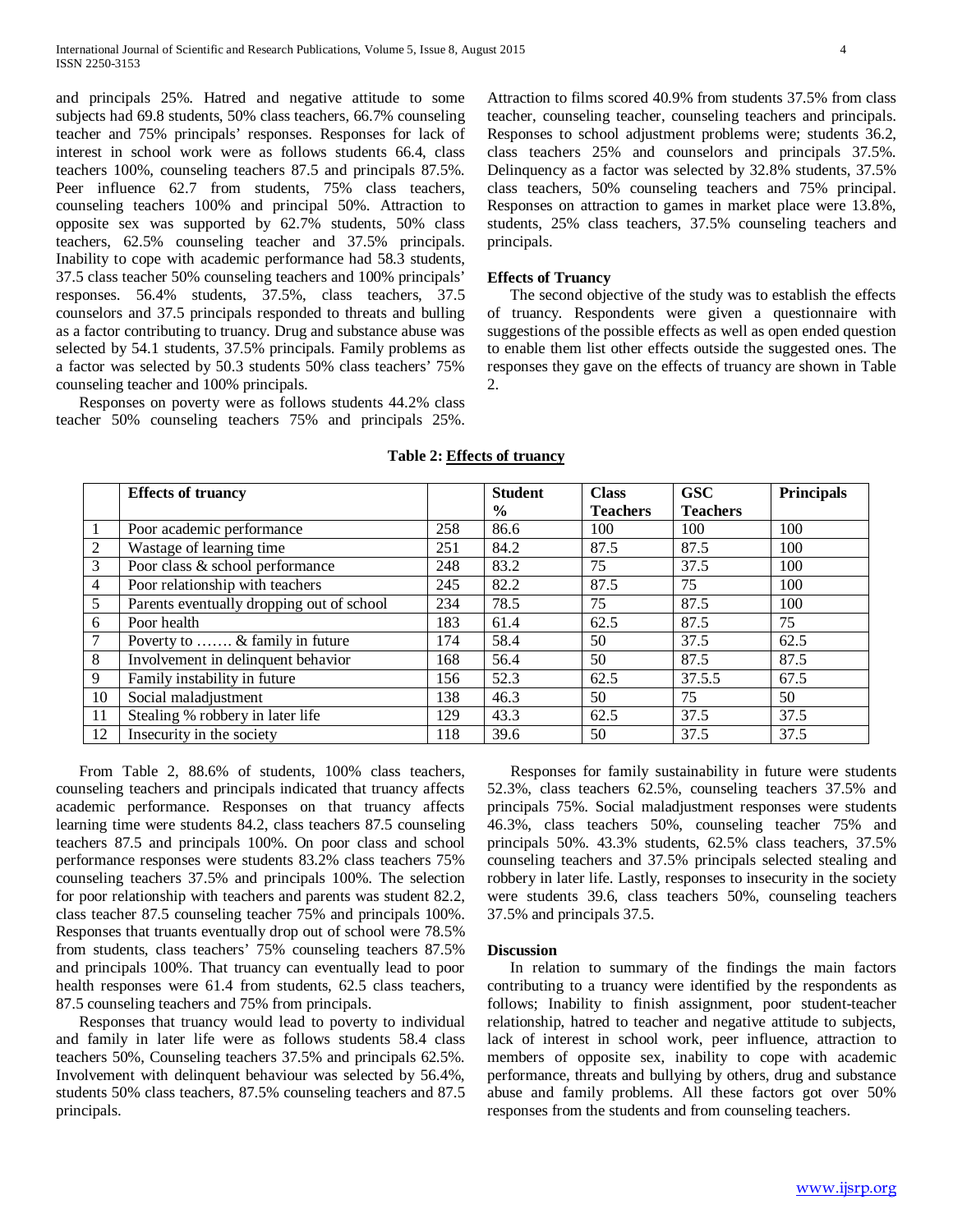and principals 25%. Hatred and negative attitude to some subjects had 69.8 students, 50% class teachers, 66.7% counseling teacher and 75% principals' responses. Responses for lack of interest in school work were as follows students 66.4, class teachers 100%, counseling teachers 87.5 and principals 87.5%. Peer influence 62.7 from students, 75% class teachers, counseling teachers 100% and principal 50%. Attraction to opposite sex was supported by 62.7% students, 50% class teachers, 62.5% counseling teacher and 37.5% principals. Inability to cope with academic performance had 58.3 students, 37.5 class teacher 50% counseling teachers and 100% principals' responses. 56.4% students, 37.5%, class teachers, 37.5 counselors and 37.5 principals responded to threats and bulling as a factor contributing to truancy. Drug and substance abuse was selected by 54.1 students, 37.5% principals. Family problems as a factor was selected by 50.3 students 50% class teachers' 75% counseling teacher and 100% principals.

Responses on poverty were as follows students 44.2% class teacher 50% counseling teachers 75% and principals 25%. Attraction to films scored 40.9% from students 37.5% from class teacher, counseling teacher, counseling teachers and principals. Responses to school adjustment problems were; students 36.2, class teachers 25% and counselors and principals 37.5%. Delinquency as a factor was selected by 32.8% students, 37.5% class teachers, 50% counseling teachers and 75% principal. Responses on attraction to games in market place were 13.8%, students, 25% class teachers, 37.5% counseling teachers and principals.

### Effects of Truancy

The second objective of the study was to establish the effects of truancy. Respondents were given a questionnaire with suggestions of the possible effects as well as open ended question to enable them list other effects outside the suggested ones. The responses they gave on the effects of truancy are shown in Table 2.

**Table 2: Effects of truancy**

| | Effects of truancy | | Student % | Class Teachers | GSC Teachers | Principals |
|---|---|---|---|---|---|---|
| 1 | Poor academic performance | 258 | 86.6 | 100 | 100 | 100 |
| 2 | Wastage of learning time | 251 | 84.2 | 87.5 | 87.5 | 100 |
| 3 | Poor class & school performance | 248 | 83.2 | 75 | 37.5 | 100 |
| 4 | Poor relationship with teachers | 245 | 82.2 | 87.5 | 75 | 100 |
| 5 | Parents eventually dropping out of school | 234 | 78.5 | 75 | 87.5 | 100 |
| 6 | Poor health | 183 | 61.4 | 62.5 | 87.5 | 75 |
| 7 | Poverty to ……. & family in future | 174 | 58.4 | 50 | 37.5 | 62.5 |
| 8 | Involvement in delinquent behavior | 168 | 56.4 | 50 | 87.5 | 87.5 |
| 9 | Family instability in future | 156 | 52.3 | 62.5 | 37.5.5 | 67.5 |
| 10 | Social maladjustment | 138 | 46.3 | 50 | 75 | 50 |
| 11 | Stealing % robbery in later life | 129 | 43.3 | 62.5 | 37.5 | 37.5 |
| 12 | Insecurity in the society | 118 | 39.6 | 50 | 37.5 | 37.5 |

From Table 2, 88.6% of students, 100% class teachers, counseling teachers and principals indicated that truancy affects academic performance. Responses on that truancy affects learning time were students 84.2, class teachers 87.5 counseling teachers 87.5 and principals 100%. On poor class and school performance responses were students 83.2% class teachers 75% counseling teachers 37.5% and principals 100%. The selection for poor relationship with teachers and parents was student 82.2, class teacher 87.5 counseling teacher 75% and principals 100%. Responses that truants eventually drop out of school were 78.5% from students, class teachers' 75% counseling teachers 87.5% and principals 100%. That truancy can eventually lead to poor health responses were 61.4 from students, 62.5 class teachers, 87.5 counseling teachers and 75% from principals.

Responses that truancy would lead to poverty to individual and family in later life were as follows students 58.4 class teachers 50%, Counseling teachers 37.5% and principals 62.5%. Involvement with delinquent behaviour was selected by 56.4%, students 50% class teachers, 87.5% counseling teachers and 87.5 principals.

Responses for family sustainability in future were students 52.3%, class teachers 62.5%, counseling teachers 37.5% and principals 75%. Social maladjustment responses were students 46.3%, class teachers 50%, counseling teacher 75% and principals 50%. 43.3% students, 62.5% class teachers, 37.5% counseling teachers and 37.5% principals selected stealing and robbery in later life. Lastly, responses to insecurity in the society were students 39.6, class teachers 50%, counseling teachers 37.5% and principals 37.5.

### Discussion

In relation to summary of the findings the main factors contributing to a truancy were identified by the respondents as follows; Inability to finish assignment, poor student-teacher relationship, hatred to teacher and negative attitude to subjects, lack of interest in school work, peer influence, attraction to members of opposite sex, inability to cope with academic performance, threats and bullying by others, drug and substance abuse and family problems. All these factors got over 50% responses from the students and from counseling teachers.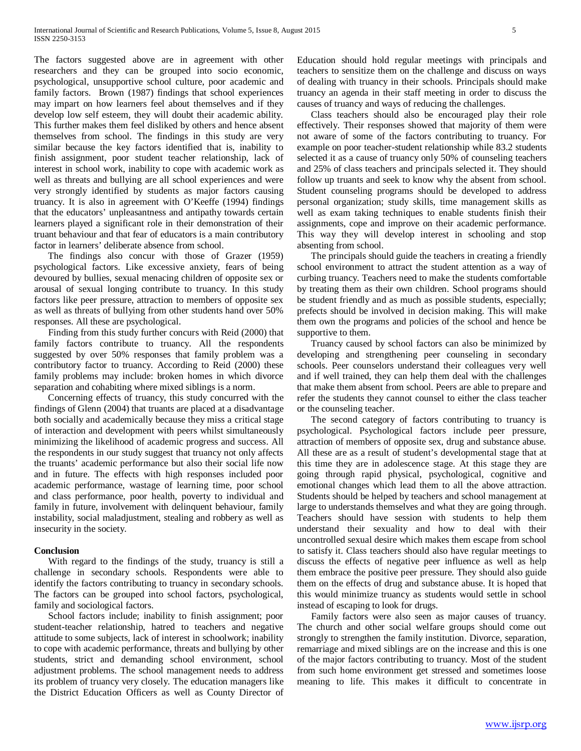The factors suggested above are in agreement with other researchers and they can be grouped into socio economic, psychological, unsupportive school culture, poor academic and family factors. Brown (1987) findings that school experiences may impart on how learners feel about themselves and if they develop low self esteem, they will doubt their academic ability. This further makes them feel disliked by others and hence absent themselves from school. The findings in this study are very similar because the key factors identified that is, inability to finish assignment, poor student teacher relationship, lack of interest in school work, inability to cope with academic work as well as threats and bullying are all school experiences and were very strongly identified by students as major factors causing truancy. It is also in agreement with O'Keeffe (1994) findings that the educators' unpleasantness and antipathy towards certain learners played a significant role in their demonstration of their truant behaviour and that fear of educators is a main contributory factor in learners' deliberate absence from school.

The findings also concur with those of Grazer (1959) psychological factors. Like excessive anxiety, fears of being devoured by bullies, sexual menacing children of opposite sex or arousal of sexual longing contribute to truancy. In this study factors like peer pressure, attraction to members of opposite sex as well as threats of bullying from other students hand over 50% responses. All these are psychological.

Finding from this study further concurs with Reid (2000) that family factors contribute to truancy. All the respondents suggested by over 50% responses that family problem was a contributory factor to truancy. According to Reid (2000) these family problems may include: broken homes in which divorce separation and cohabiting where mixed siblings is a norm.

Concerning effects of truancy, this study concurred with the findings of Glenn (2004) that truants are placed at a disadvantage both socially and academically because they miss a critical stage of interaction and development with peers whilst simultaneously minimizing the likelihood of academic progress and success. All the respondents in our study suggest that truancy not only affects the truants' academic performance but also their social life now and in future. The effects with high responses included poor academic performance, wastage of learning time, poor school and class performance, poor health, poverty to individual and family in future, involvement with delinquent behaviour, family instability, social maladjustment, stealing and robbery as well as insecurity in the society.

**Conclusion**

With regard to the findings of the study, truancy is still a challenge in secondary schools. Respondents were able to identify the factors contributing to truancy in secondary schools. The factors can be grouped into school factors, psychological, family and sociological factors.

School factors include; inability to finish assignment; poor student-teacher relationship, hatred to teachers and negative attitude to some subjects, lack of interest in schoolwork; inability to cope with academic performance, threats and bullying by other students, strict and demanding school environment, school adjustment problems. The school management needs to address its problem of truancy very closely. The education managers like the District Education Officers as well as County Director of Education should hold regular meetings with principals and teachers to sensitize them on the challenge and discuss on ways of dealing with truancy in their schools. Principals should make truancy an agenda in their staff meeting in order to discuss the causes of truancy and ways of reducing the challenges.

Class teachers should also be encouraged play their role effectively. Their responses showed that majority of them were not aware of some of the factors contributing to truancy. For example on poor teacher-student relationship while 83.2 students selected it as a cause of truancy only 50% of counseling teachers and 25% of class teachers and principals selected it. They should follow up truants and seek to know why the absent from school. Student counseling programs should be developed to address personal organization; study skills, time management skills as well as exam taking techniques to enable students finish their assignments, cope and improve on their academic performance. This way they will develop interest in schooling and stop absenting from school.

The principals should guide the teachers in creating a friendly school environment to attract the student attention as a way of curbing truancy. Teachers need to make the students comfortable by treating them as their own children. School programs should be student friendly and as much as possible students, especially; prefects should be involved in decision making. This will make them own the programs and policies of the school and hence be supportive to them.

Truancy caused by school factors can also be minimized by developing and strengthening peer counseling in secondary schools. Peer counselors understand their colleagues very well and if well trained, they can help them deal with the challenges that make them absent from school. Peers are able to prepare and refer the students they cannot counsel to either the class teacher or the counseling teacher.

The second category of factors contributing to truancy is psychological. Psychological factors include peer pressure, attraction of members of opposite sex, drug and substance abuse. All these are as a result of student's developmental stage that at this time they are in adolescence stage. At this stage they are going through rapid physical, psychological, cognitive and emotional changes which lead them to all the above attraction. Students should be helped by teachers and school management at large to understands themselves and what they are going through. Teachers should have session with students to help them understand their sexuality and how to deal with their uncontrolled sexual desire which makes them escape from school to satisfy it. Class teachers should also have regular meetings to discuss the effects of negative peer influence as well as help them embrace the positive peer pressure. They should also guide them on the effects of drug and substance abuse. It is hoped that this would minimize truancy as students would settle in school instead of escaping to look for drugs.

Family factors were also seen as major causes of truancy. The church and other social welfare groups should come out strongly to strengthen the family institution. Divorce, separation, remarriage and mixed siblings are on the increase and this is one of the major factors contributing to truancy. Most of the student from such home environment get stressed and sometimes loose meaning to life. This makes it difficult to concentrate in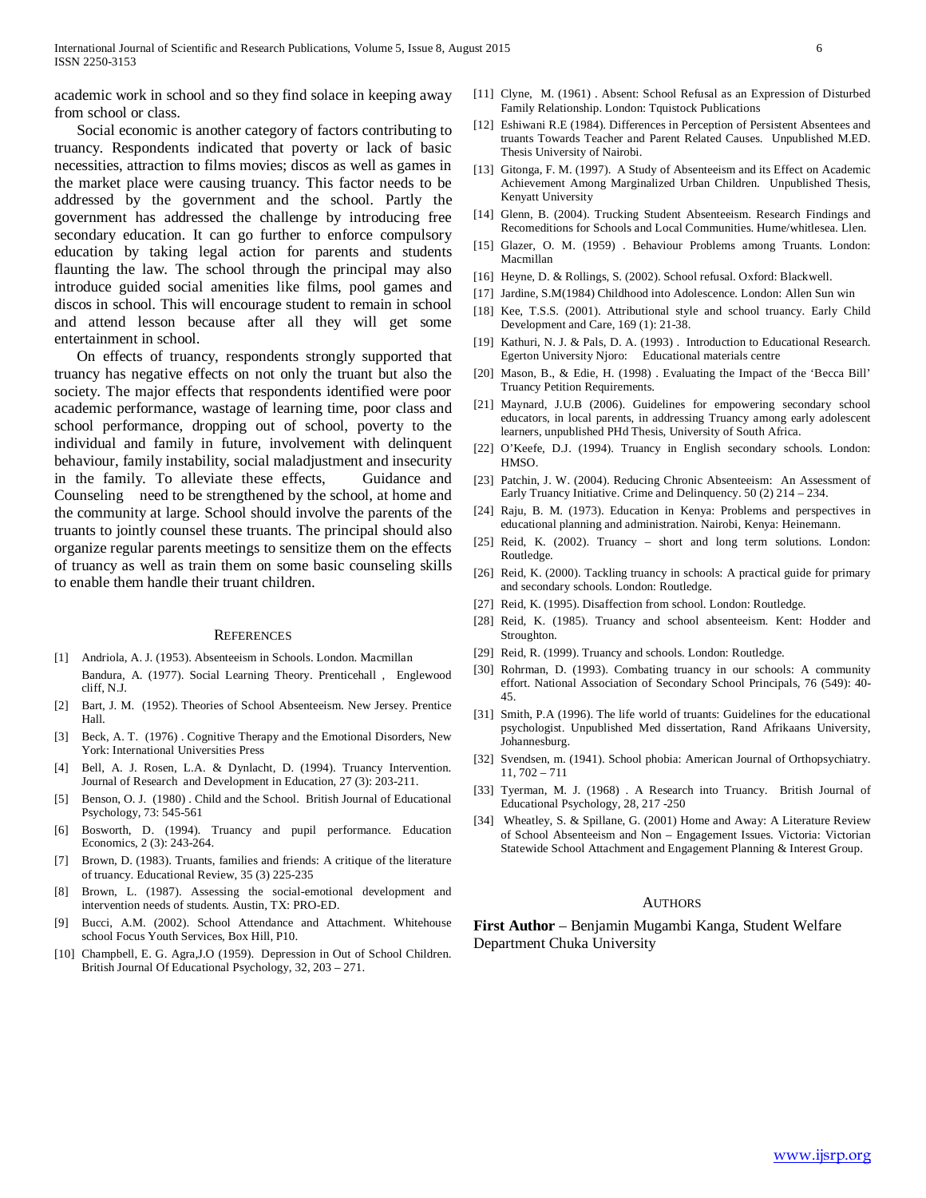academic work in school and so they find solace in keeping away from school or class.

Social economic is another category of factors contributing to truancy. Respondents indicated that poverty or lack of basic necessities, attraction to films movies; discos as well as games in the market place were causing truancy. This factor needs to be addressed by the government and the school. Partly the government has addressed the challenge by introducing free secondary education. It can go further to enforce compulsory education by taking legal action for parents and students flaunting the law. The school through the principal may also introduce guided social amenities like films, pool games and discos in school. This will encourage student to remain in school and attend lesson because after all they will get some entertainment in school.

On effects of truancy, respondents strongly supported that truancy has negative effects on not only the truant but also the society. The major effects that respondents identified were poor academic performance, wastage of learning time, poor class and school performance, dropping out of school, poverty to the individual and family in future, involvement with delinquent behaviour, family instability, social maladjustment and insecurity in the family. To alleviate these effects, Guidance and Counseling need to be strengthened by the school, at home and the community at large. School should involve the parents of the truants to jointly counsel these truants. The principal should also organize regular parents meetings to sensitize them on the effects of truancy as well as train them on some basic counseling skills to enable them handle their truant children.

## References

[1] Andriola, A. J. (1953). Absenteeism in Schools. London. Macmillan
Bandura, A. (1977). Social Learning Theory. Prenticehall , Englewood cliff, N.J.

[2] Bart, J. M. (1952). Theories of School Absenteeism. New Jersey. Prentice Hall.

[3] Beck, A. T. (1976) . Cognitive Therapy and the Emotional Disorders, New York: International Universities Press

[4] Bell, A. J. Rosen, L.A. & Dynlacht, D. (1994). Truancy Intervention. Journal of Research and Development in Education, 27 (3): 203-211.

[5] Benson, O. J. (1980) . Child and the School. British Journal of Educational Psychology, 73: 545-561

[6] Bosworth, D. (1994). Truancy and pupil performance. Education Economics, 2 (3): 243-264.

[7] Brown, D. (1983). Truants, families and friends: A critique of the literature of truancy. Educational Review, 35 (3) 225-235

[8] Brown, L. (1987). Assessing the social-emotional development and intervention needs of students. Austin, TX: PRO-ED.

[9] Bucci, A.M. (2002). School Attendance and Attachment. Whitehouse school Focus Youth Services, Box Hill, P10.

[10] Champbell, E. G. Agra,J.O (1959). Depression in Out of School Children. British Journal Of Educational Psychology, 32, 203 – 271.

[11] Clyne, M. (1961) . Absent: School Refusal as an Expression of Disturbed Family Relationship. London: Tquistock Publications

[12] Eshiwani R.E (1984). Differences in Perception of Persistent Absentees and truants Towards Teacher and Parent Related Causes. Unpublished M.ED. Thesis University of Nairobi.

[13] Gitonga, F. M. (1997). A Study of Absenteeism and its Effect on Academic Achievement Among Marginalized Urban Children. Unpublished Thesis, Kenyatt University

[14] Glenn, B. (2004). Trucking Student Absenteeism. Research Findings and Recomeditions for Schools and Local Communities. Hume/whitlesea. Llen.

[15] Glazer, O. M. (1959) . Behaviour Problems among Truants. London: Macmillan

[16] Heyne, D. & Rollings, S. (2002). School refusal. Oxford: Blackwell.

[17] Jardine, S.M(1984) Childhood into Adolescence. London: Allen Sun win

[18] Kee, T.S.S. (2001). Attributional style and school truancy. Early Child Development and Care, 169 (1): 21-38.

[19] Kathuri, N. J. & Pals, D. A. (1993) . Introduction to Educational Research. Egerton University Njoro: Educational materials centre

[20] Mason, B., & Edie, H. (1998) . Evaluating the Impact of the 'Becca Bill' Truancy Petition Requirements.

[21] Maynard, J.U.B (2006). Guidelines for empowering secondary school educators, in local parents, in addressing Truancy among early adolescent learners, unpublished PHd Thesis, University of South Africa.

[22] O'Keefe, D.J. (1994). Truancy in English secondary schools. London: HMSO.

[23] Patchin, J. W. (2004). Reducing Chronic Absenteeism: An Assessment of Early Truancy Initiative. Crime and Delinquency. 50 (2) 214 – 234.

[24] Raju, B. M. (1973). Education in Kenya: Problems and perspectives in educational planning and administration. Nairobi, Kenya: Heinemann.

[25] Reid, K. (2002). Truancy – short and long term solutions. London: Routledge.

[26] Reid, K. (2000). Tackling truancy in schools: A practical guide for primary and secondary schools. London: Routledge.

[27] Reid, K. (1995). Disaffection from school. London: Routledge.

[28] Reid, K. (1985). Truancy and school absenteeism. Kent: Hodder and Stroughton.

[29] Reid, R. (1999). Truancy and schools. London: Routledge.

[30] Rohrman, D. (1993). Combating truancy in our schools: A community effort. National Association of Secondary School Principals, 76 (549): 40-45.

[31] Smith, P.A (1996). The life world of truants: Guidelines for the educational psychologist. Unpublished Med dissertation, Rand Afrikaans University, Johannesburg.

[32] Svendsen, m. (1941). School phobia: American Journal of Orthopsychiatry. 11, 702 – 711

[33] Tyerman, M. J. (1968) . A Research into Truancy. British Journal of Educational Psychology, 28, 217 -250

[34] Wheatley, S. & Spillane, G. (2001) Home and Away: A Literature Review of School Absenteeism and Non – Engagement Issues. Victoria: Victorian Statewide School Attachment and Engagement Planning & Interest Group.

## Authors

**First Author** – Benjamin Mugambi Kanga, Student Welfare Department Chuka University